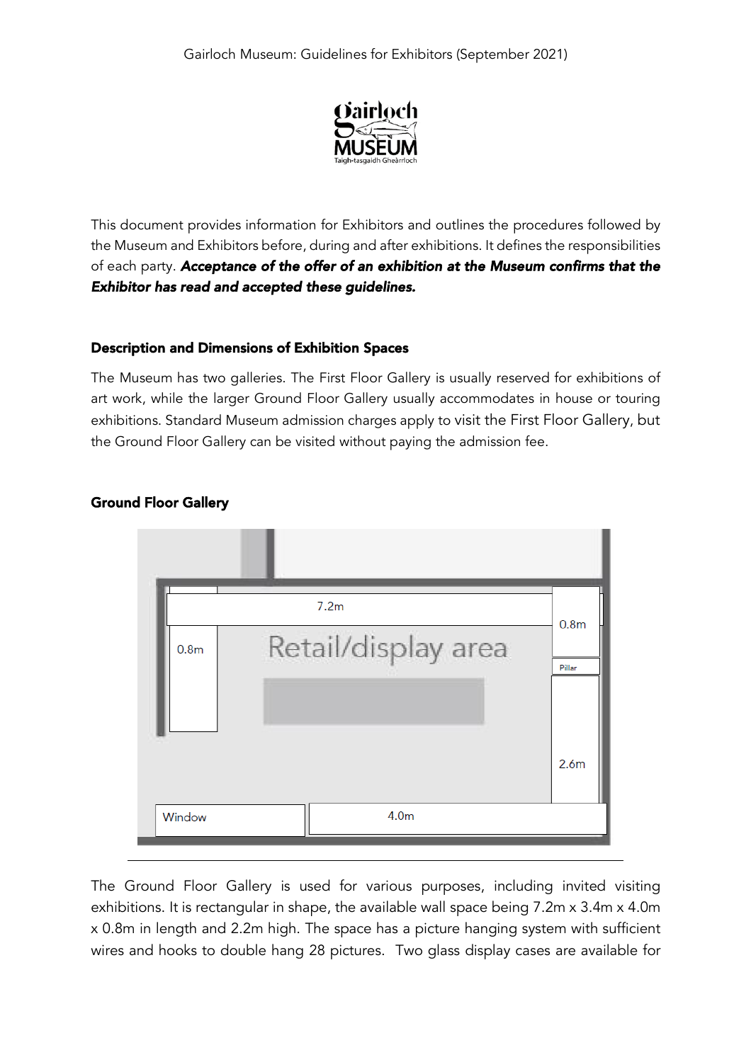This document provides information for Exhibitors and outlines the procedures followed by the Museum and Exhibitors before, during and after exhibitions. It defines the responsibilities of each party. ***Acceptance of the offer of an exhibition at the Museum confirms that the Exhibitor has read and accepted these guidelines.***

## Description and Dimensions of Exhibition Spaces

The Museum has two galleries. The First Floor Gallery is usually reserved for exhibitions of art work, while the larger Ground Floor Gallery usually accommodates in house or touring exhibitions. Standard Museum admission charges apply to visit the First Floor Gallery, but the Ground Floor Gallery can be visited without paying the admission fee.

### Ground Floor Gallery

The Ground Floor Gallery is used for various purposes, including invited visiting exhibitions. It is rectangular in shape, the available wall space being 7.2m x 3.4m x 4.0m x 0.8m in length and 2.2m high. The space has a picture hanging system with sufficient wires and hooks to double hang 28 pictures. Two glass display cases are available for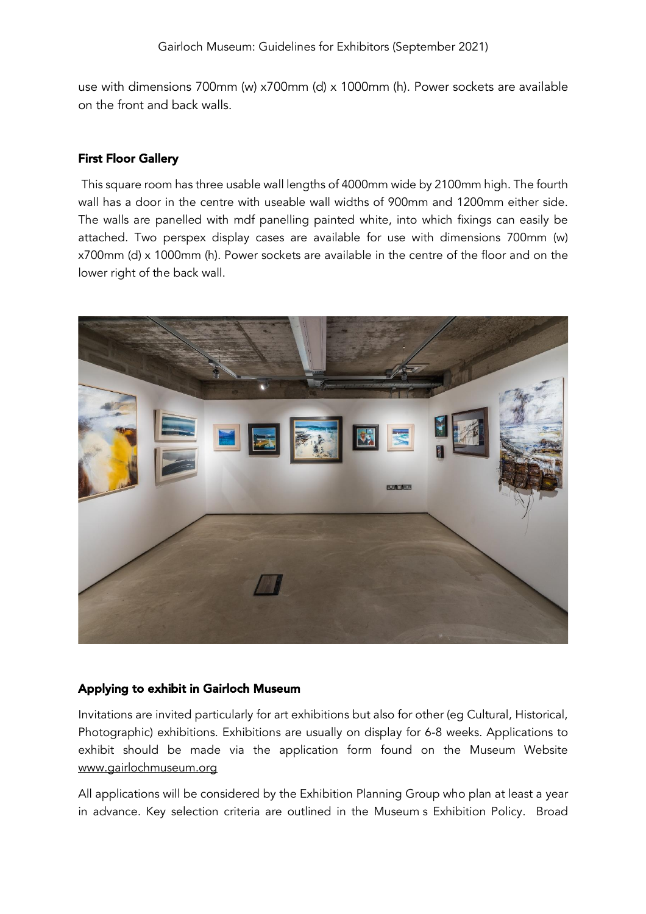use with dimensions 700mm (w) x700mm (d) x 1000mm (h). Power sockets are available on the front and back walls.

### First Floor Gallery

This square room has three usable wall lengths of 4000mm wide by 2100mm high. The fourth wall has a door in the centre with useable wall widths of 900mm and 1200mm either side. The walls are panelled with mdf panelling painted white, into which fixings can easily be attached. Two perspex display cases are available for use with dimensions 700mm (w) x700mm (d) x 1000mm (h). Power sockets are available in the centre of the floor and on the lower right of the back wall.

### Applying to exhibit in Gairloch Museum

Invitations are invited particularly for art exhibitions but also for other (eg Cultural, Historical, Photographic) exhibitions. Exhibitions are usually on display for 6-8 weeks. Applications to exhibit should be made via the application form found on the Museum Website www.gairlochmuseum.org

All applications will be considered by the Exhibition Planning Group who plan at least a year in advance. Key selection criteria are outlined in the Museum s Exhibition Policy. Broad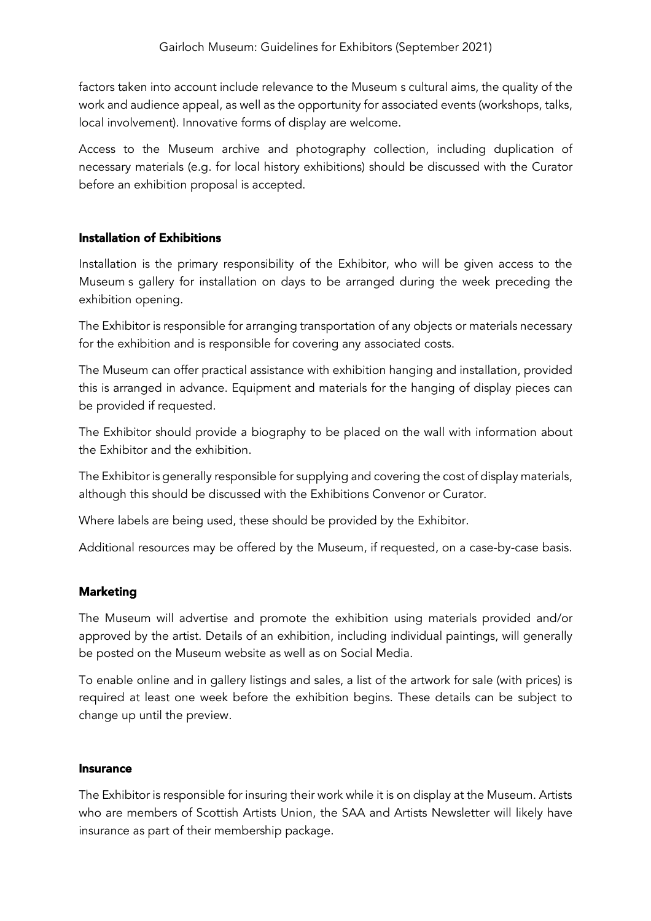factors taken into account include relevance to the Museum s cultural aims, the quality of the work and audience appeal, as well as the opportunity for associated events (workshops, talks, local involvement). Innovative forms of display are welcome.

Access to the Museum archive and photography collection, including duplication of necessary materials (e.g. for local history exhibitions) should be discussed with the Curator before an exhibition proposal is accepted.

### Installation of Exhibitions

Installation is the primary responsibility of the Exhibitor, who will be given access to the Museum s gallery for installation on days to be arranged during the week preceding the exhibition opening.

The Exhibitor is responsible for arranging transportation of any objects or materials necessary for the exhibition and is responsible for covering any associated costs.

The Museum can offer practical assistance with exhibition hanging and installation, provided this is arranged in advance. Equipment and materials for the hanging of display pieces can be provided if requested.

The Exhibitor should provide a biography to be placed on the wall with information about the Exhibitor and the exhibition.

The Exhibitor is generally responsible for supplying and covering the cost of display materials, although this should be discussed with the Exhibitions Convenor or Curator.

Where labels are being used, these should be provided by the Exhibitor.

Additional resources may be offered by the Museum, if requested, on a case-by-case basis.

### Marketing

The Museum will advertise and promote the exhibition using materials provided and/or approved by the artist. Details of an exhibition, including individual paintings, will generally be posted on the Museum website as well as on Social Media.

To enable online and in gallery listings and sales, a list of the artwork for sale (with prices) is required at least one week before the exhibition begins. These details can be subject to change up until the preview.

### Insurance

The Exhibitor is responsible for insuring their work while it is on display at the Museum. Artists who are members of Scottish Artists Union, the SAA and Artists Newsletter will likely have insurance as part of their membership package.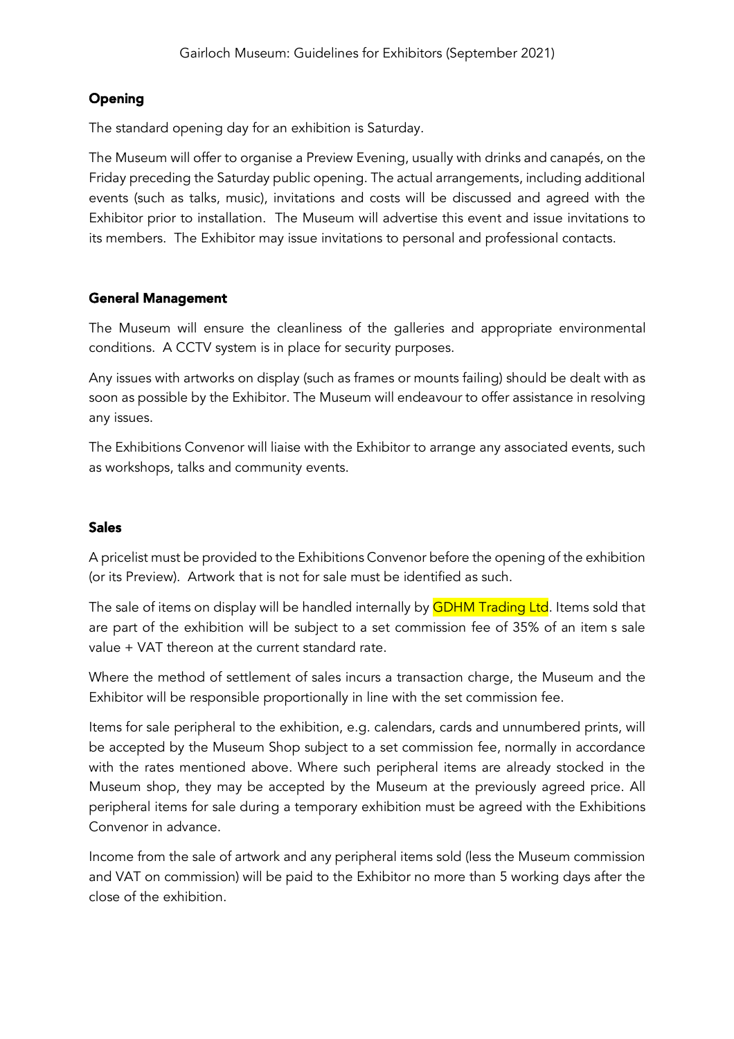## Opening

The standard opening day for an exhibition is Saturday.

The Museum will offer to organise a Preview Evening, usually with drinks and canapés, on the Friday preceding the Saturday public opening. The actual arrangements, including additional events (such as talks, music), invitations and costs will be discussed and agreed with the Exhibitor prior to installation. The Museum will advertise this event and issue invitations to its members. The Exhibitor may issue invitations to personal and professional contacts.

## General Management

The Museum will ensure the cleanliness of the galleries and appropriate environmental conditions. A CCTV system is in place for security purposes.

Any issues with artworks on display (such as frames or mounts failing) should be dealt with as soon as possible by the Exhibitor. The Museum will endeavour to offer assistance in resolving any issues.

The Exhibitions Convenor will liaise with the Exhibitor to arrange any associated events, such as workshops, talks and community events.

## Sales

A pricelist must be provided to the Exhibitions Convenor before the opening of the exhibition (or its Preview). Artwork that is not for sale must be identified as such.

The sale of items on display will be handled internally by GDHM Trading Ltd. Items sold that are part of the exhibition will be subject to a set commission fee of 35% of an item s sale value + VAT thereon at the current standard rate.

Where the method of settlement of sales incurs a transaction charge, the Museum and the Exhibitor will be responsible proportionally in line with the set commission fee.

Items for sale peripheral to the exhibition, e.g. calendars, cards and unnumbered prints, will be accepted by the Museum Shop subject to a set commission fee, normally in accordance with the rates mentioned above. Where such peripheral items are already stocked in the Museum shop, they may be accepted by the Museum at the previously agreed price. All peripheral items for sale during a temporary exhibition must be agreed with the Exhibitions Convenor in advance.

Income from the sale of artwork and any peripheral items sold (less the Museum commission and VAT on commission) will be paid to the Exhibitor no more than 5 working days after the close of the exhibition.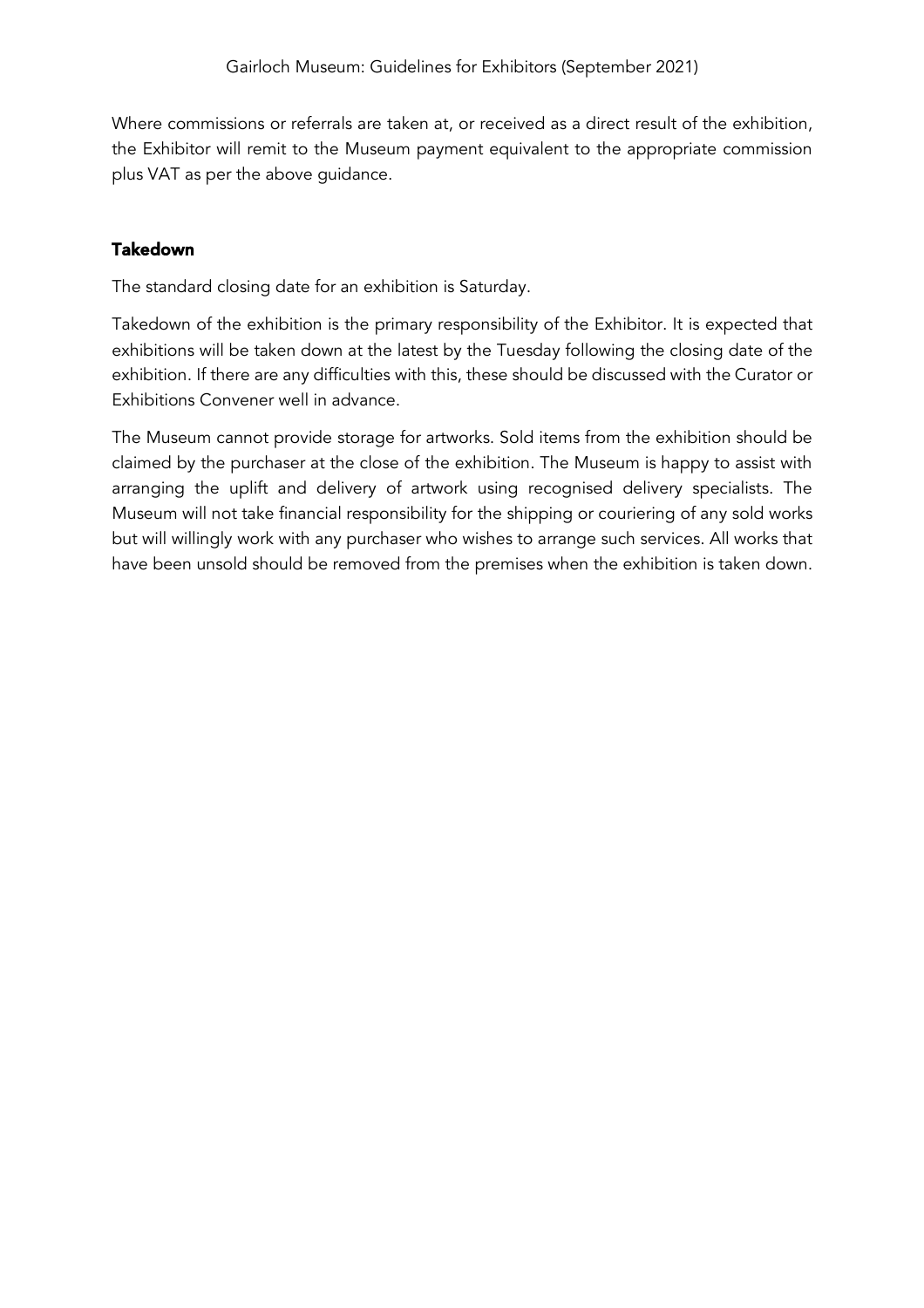Where commissions or referrals are taken at, or received as a direct result of the exhibition, the Exhibitor will remit to the Museum payment equivalent to the appropriate commission plus VAT as per the above guidance.

## Takedown

The standard closing date for an exhibition is Saturday.

Takedown of the exhibition is the primary responsibility of the Exhibitor. It is expected that exhibitions will be taken down at the latest by the Tuesday following the closing date of the exhibition. If there are any difficulties with this, these should be discussed with the Curator or Exhibitions Convener well in advance.

The Museum cannot provide storage for artworks. Sold items from the exhibition should be claimed by the purchaser at the close of the exhibition. The Museum is happy to assist with arranging the uplift and delivery of artwork using recognised delivery specialists. The Museum will not take financial responsibility for the shipping or couriering of any sold works but will willingly work with any purchaser who wishes to arrange such services. All works that have been unsold should be removed from the premises when the exhibition is taken down.